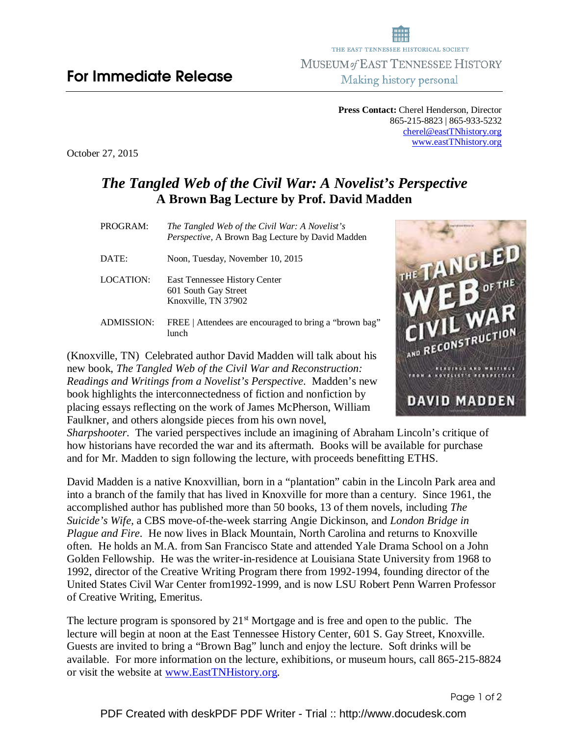**For Immediate Release**

THE EAST TENNESSEE HISTORICAL SOCIETY
MUSEUM *of* EAST TENNESSEE HISTORY
Making history personal

**Press Contact:** Cherel Henderson, Director
865-215-8823 | 865-933-5232
cherel@eastTNhistory.org
www.eastTNhistory.org

October 27, 2015

# *The Tangled Web of the Civil War: A Novelist's Perspective*
## A Brown Bag Lecture by Prof. David Madden

| | |
|---|---|
| PROGRAM: | *The Tangled Web of the Civil War: A Novelist's Perspective,* A Brown Bag Lecture by David Madden |
| DATE: | Noon, Tuesday, November 10, 2015 |
| LOCATION: | East Tennessee History Center<br>601 South Gay Street<br>Knoxville, TN 37902 |
| ADMISSION: | FREE \| Attendees are encouraged to bring a "brown bag" lunch |

(Knoxville, TN) Celebrated author David Madden will talk about his new book, *The Tangled Web of the Civil War and Reconstruction: Readings and Writings from a Novelist's Perspective*. Madden's new book highlights the interconnectedness of fiction and nonfiction by placing essays reflecting on the work of James McPherson, William Faulkner, and others alongside pieces from his own novel, *Sharpshooter*. The varied perspectives include an imagining of Abraham Lincoln's critique of how historians have recorded the war and its aftermath. Books will be available for purchase and for Mr. Madden to sign following the lecture, with proceeds benefitting ETHS.

David Madden is a native Knoxvillian, born in a "plantation" cabin in the Lincoln Park area and into a branch of the family that has lived in Knoxville for more than a century. Since 1961, the accomplished author has published more than 50 books, 13 of them novels, including *The Suicide's Wife*, a CBS move-of-the-week starring Angie Dickinson, and *London Bridge in Plague and Fire*. He now lives in Black Mountain, North Carolina and returns to Knoxville often. He holds an M.A. from San Francisco State and attended Yale Drama School on a John Golden Fellowship. He was the writer-in-residence at Louisiana State University from 1968 to 1992, director of the Creative Writing Program there from 1992-1994, founding director of the United States Civil War Center from1992-1999, and is now LSU Robert Penn Warren Professor of Creative Writing, Emeritus.

The lecture program is sponsored by 21st Mortgage and is free and open to the public. The lecture will begin at noon at the East Tennessee History Center, 601 S. Gay Street, Knoxville. Guests are invited to bring a "Brown Bag" lunch and enjoy the lecture. Soft drinks will be available. For more information on the lecture, exhibitions, or museum hours, call 865-215-8824 or visit the website at www.EastTNHistory.org.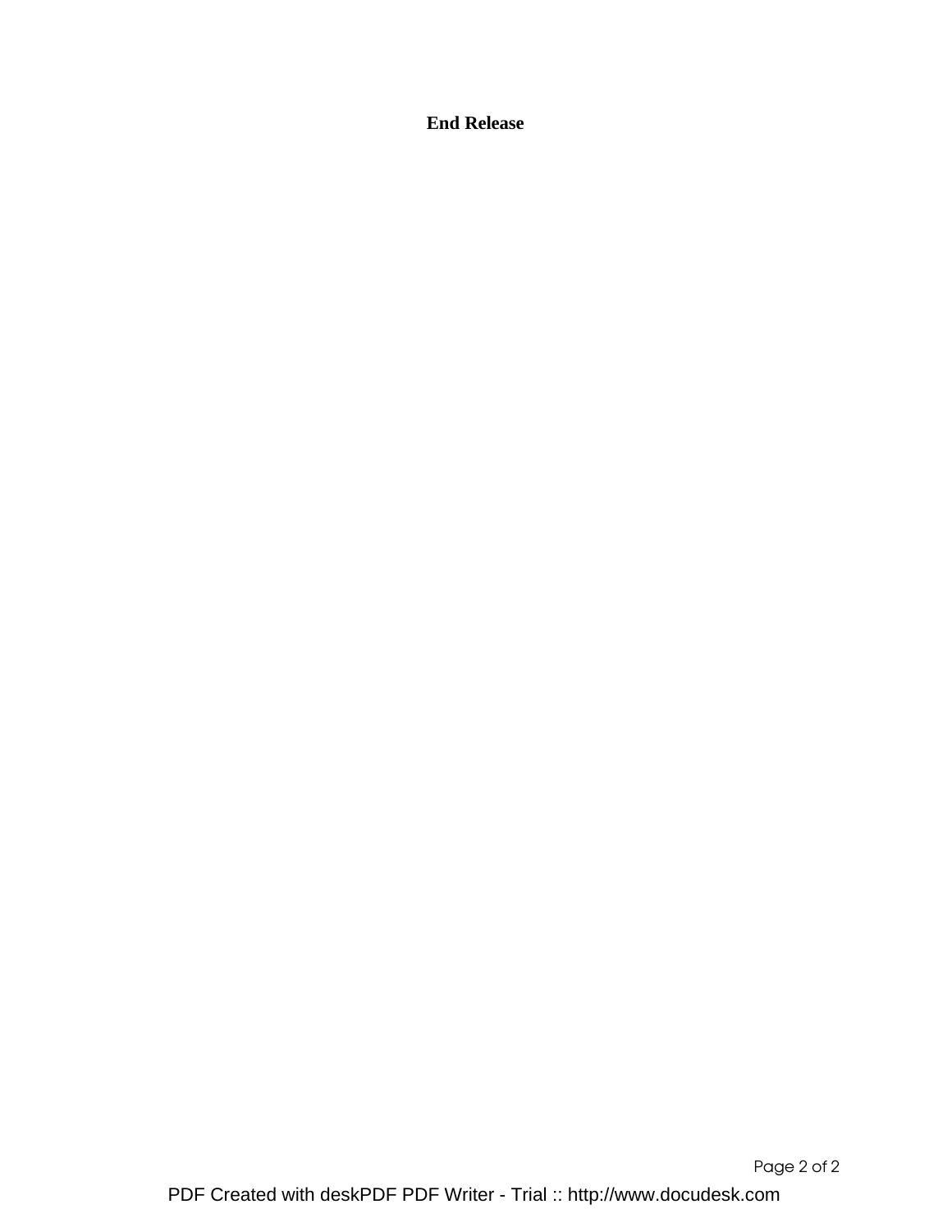**End Release**

PDF Created with deskPDF PDF Writer - Trial :: http://www.docudesk.com